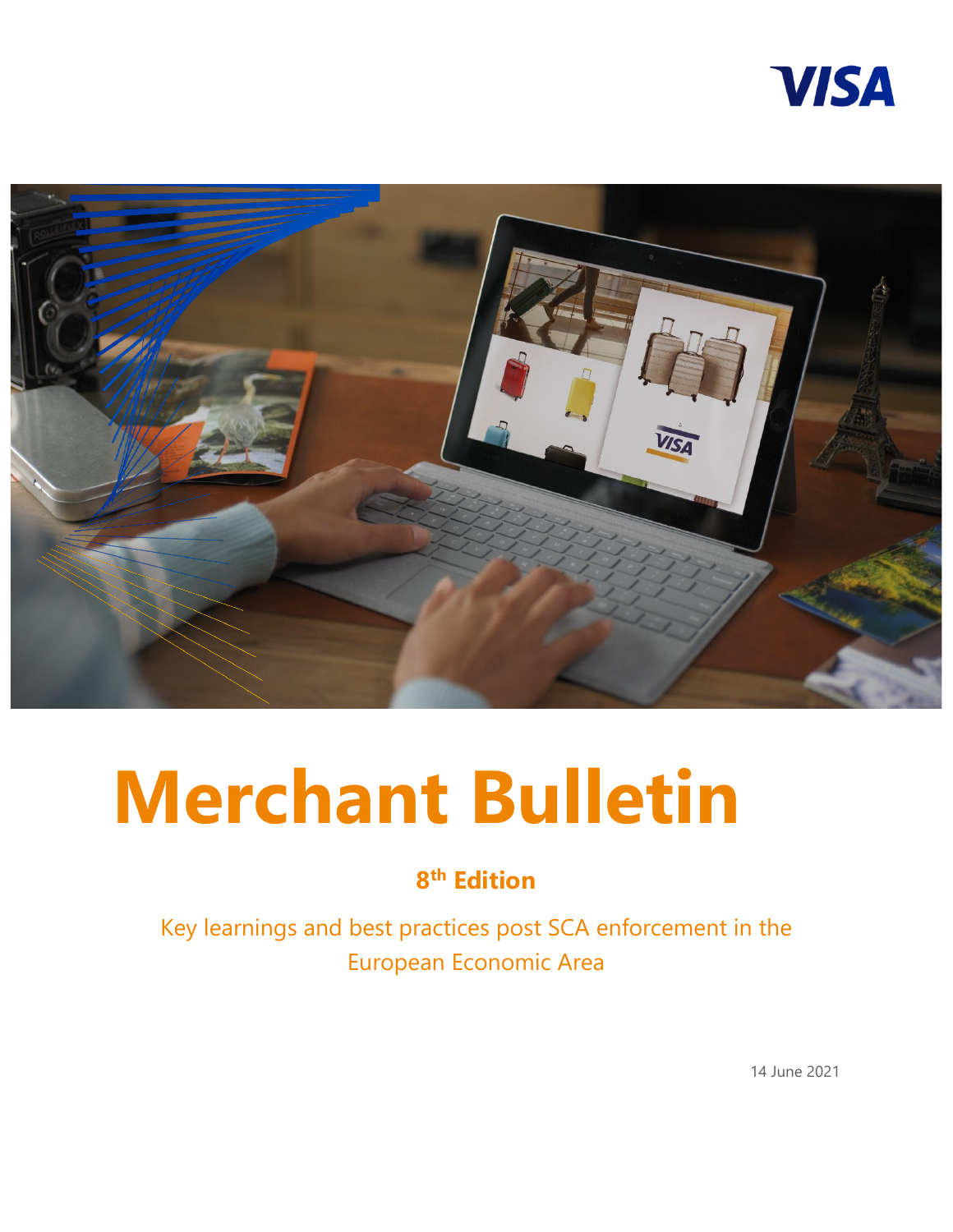VISA

# Merchant Bulletin

**8th Edition**

Key learnings and best practices post SCA enforcement in the European Economic Area

14 June 2021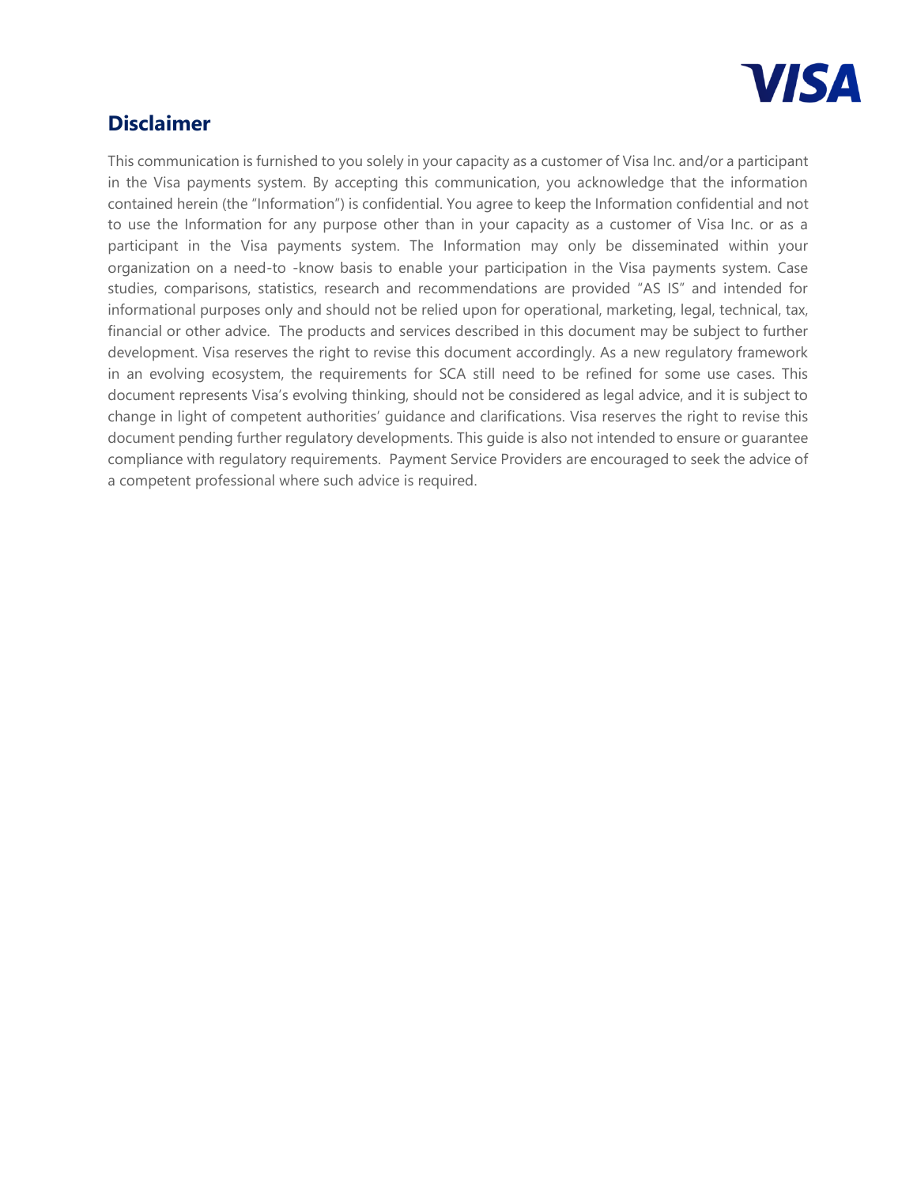## Disclaimer

This communication is furnished to you solely in your capacity as a customer of Visa Inc. and/or a participant in the Visa payments system. By accepting this communication, you acknowledge that the information contained herein (the "Information") is confidential. You agree to keep the Information confidential and not to use the Information for any purpose other than in your capacity as a customer of Visa Inc. or as a participant in the Visa payments system. The Information may only be disseminated within your organization on a need-to -know basis to enable your participation in the Visa payments system. Case studies, comparisons, statistics, research and recommendations are provided "AS IS" and intended for informational purposes only and should not be relied upon for operational, marketing, legal, technical, tax, financial or other advice. The products and services described in this document may be subject to further development. Visa reserves the right to revise this document accordingly. As a new regulatory framework in an evolving ecosystem, the requirements for SCA still need to be refined for some use cases. This document represents Visa's evolving thinking, should not be considered as legal advice, and it is subject to change in light of competent authorities' guidance and clarifications. Visa reserves the right to revise this document pending further regulatory developments. This guide is also not intended to ensure or guarantee compliance with regulatory requirements. Payment Service Providers are encouraged to seek the advice of a competent professional where such advice is required.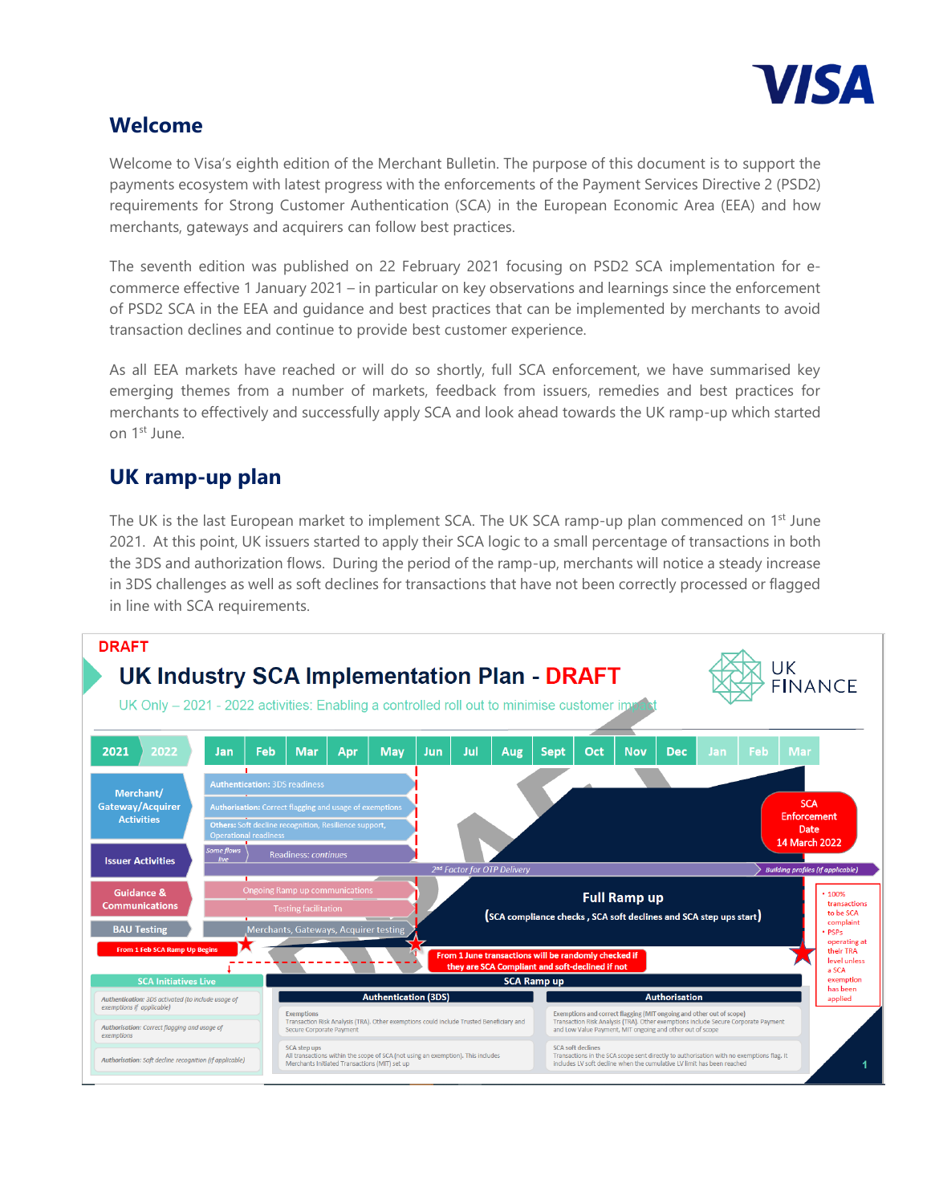## Welcome

Welcome to Visa's eighth edition of the Merchant Bulletin. The purpose of this document is to support the payments ecosystem with latest progress with the enforcements of the Payment Services Directive 2 (PSD2) requirements for Strong Customer Authentication (SCA) in the European Economic Area (EEA) and how merchants, gateways and acquirers can follow best practices.

The seventh edition was published on 22 February 2021 focusing on PSD2 SCA implementation for e-commerce effective 1 January 2021 – in particular on key observations and learnings since the enforcement of PSD2 SCA in the EEA and guidance and best practices that can be implemented by merchants to avoid transaction declines and continue to provide best customer experience.

As all EEA markets have reached or will do so shortly, full SCA enforcement, we have summarised key emerging themes from a number of markets, feedback from issuers, remedies and best practices for merchants to effectively and successfully apply SCA and look ahead towards the UK ramp-up which started on 1st June.

## UK ramp-up plan

The UK is the last European market to implement SCA. The UK SCA ramp-up plan commenced on 1st June 2021. At this point, UK issuers started to apply their SCA logic to a small percentage of transactions in both the 3DS and authorization flows. During the period of the ramp-up, merchants will notice a steady increase in 3DS challenges as well as soft declines for transactions that have not been correctly processed or flagged in line with SCA requirements.

DRAFT

UK Industry SCA Implementation Plan - DRAFT

UK FINANCE

UK Only – 2021 - 2022 activities: Enabling a controlled roll out to minimise customer impact

2021 2022 Jan Feb Mar Apr May Jun Jul Aug Sept Oct Nov Dec Jan Feb Mar

Merchant/ Gateway/Acquirer Activities

Authentication: 3DS readiness

Authorisation: Correct flagging and usage of exemptions

Others: Soft decline recognition, Resilience support, Operational readiness

Issuer Activities

Some flows live

Readiness: continues

2nd Factor for OTP Delivery

Building profiles (if applicable)

SCA Enforcement Date 14 March 2022

Guidance & Communications

Ongoing Ramp up communications

Testing facilitation

BAU Testing

Merchants, Gateways, Acquirer testing

Full Ramp up

(SCA compliance checks, SCA soft declines and SCA step ups start)

From 1 Feb SCA Ramp Up Begins

From 1 June transactions will be randomly checked if they are SCA Compliant and soft-declined if not

- 100% transactions to be SCA complaint
- PSPs operating at their TRA level unless a SCA exemption has been applied

SCA Initiatives Live

Authentication: 3DS activated (to include usage of exemptions if applicable)

Authorisation: Correct flagging and usage of exemptions

Authorisation: Soft decline recognition (if applicable)

SCA Ramp up

Authentication (3DS)

Exemptions
Transaction Risk Analysis (TRA). Other exemptions could include Trusted Beneficiary and Secure Corporate Payment

SCA step ups
All transactions within the scope of SCA (not using an exemption). This includes Merchants Initiated Transactions (MIT) set up

Authorisation

Exemptions and correct flagging (MIT ongoing and other out of scope)
Transaction Risk Analysis (TRA). Other exemptions include Secure Corporate Payment and Low Value Payment, MIT ongoing and other out of scope

SCA soft declines
Transactions in the SCA scope sent directly to authorisation with no exemptions flag. It includes LV soft decline when the cumulative LV limit has been reached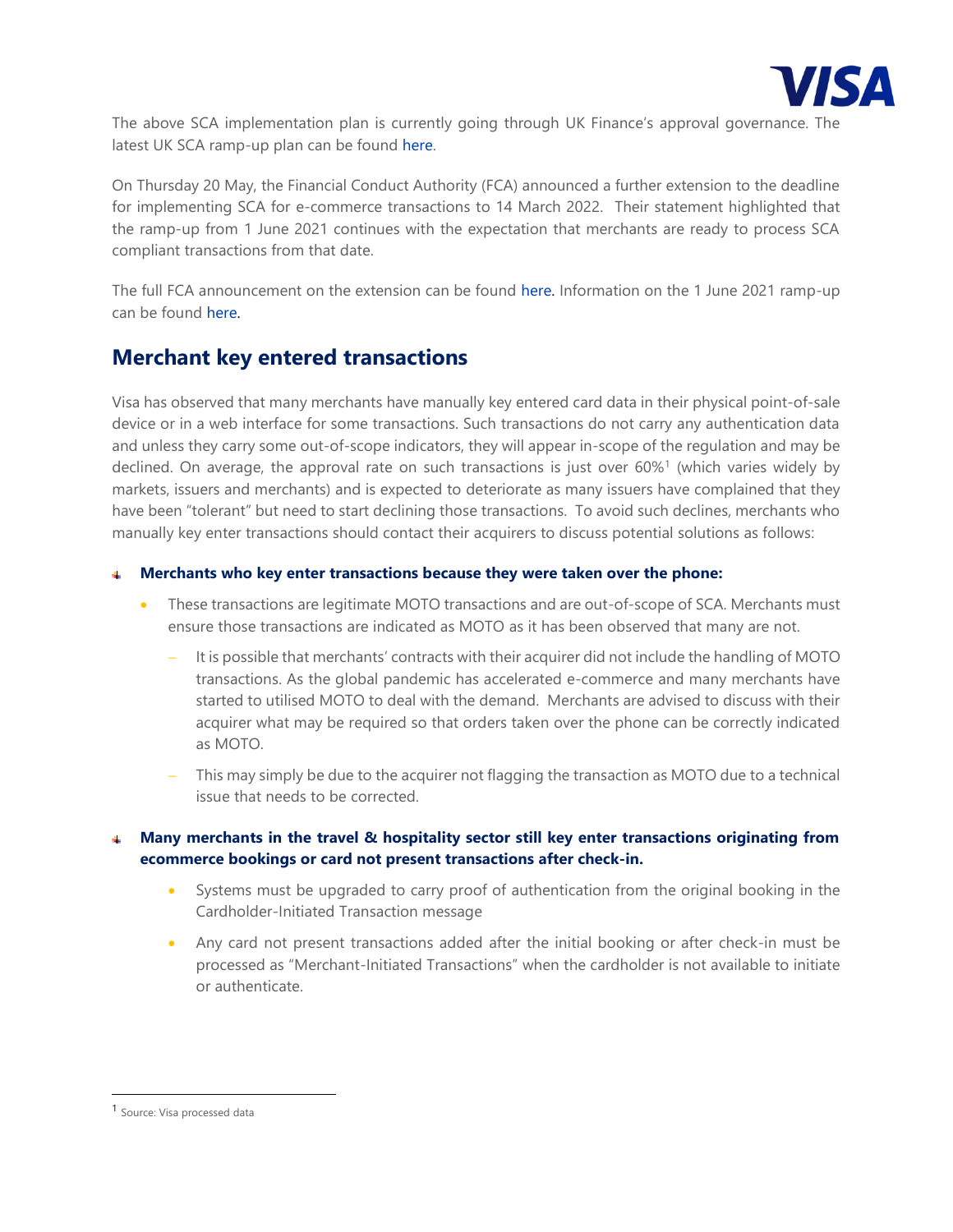The above SCA implementation plan is currently going through UK Finance's approval governance. The latest UK SCA ramp-up plan can be found here.

On Thursday 20 May, the Financial Conduct Authority (FCA) announced a further extension to the deadline for implementing SCA for e-commerce transactions to 14 March 2022. Their statement highlighted that the ramp-up from 1 June 2021 continues with the expectation that merchants are ready to process SCA compliant transactions from that date.

The full FCA announcement on the extension can be found here. Information on the 1 June 2021 ramp-up can be found here.

## Merchant key entered transactions

Visa has observed that many merchants have manually key entered card data in their physical point-of-sale device or in a web interface for some transactions. Such transactions do not carry any authentication data and unless they carry some out-of-scope indicators, they will appear in-scope of the regulation and may be declined. On average, the approval rate on such transactions is just over 60%[1] (which varies widely by markets, issuers and merchants) and is expected to deteriorate as many issuers have complained that they have been "tolerant" but need to start declining those transactions. To avoid such declines, merchants who manually key enter transactions should contact their acquirers to discuss potential solutions as follows:

- **Merchants who key enter transactions because they were taken over the phone:**
  - These transactions are legitimate MOTO transactions and are out-of-scope of SCA. Merchants must ensure those transactions are indicated as MOTO as it has been observed that many are not.
    - It is possible that merchants' contracts with their acquirer did not include the handling of MOTO transactions. As the global pandemic has accelerated e-commerce and many merchants have started to utilised MOTO to deal with the demand. Merchants are advised to discuss with their acquirer what may be required so that orders taken over the phone can be correctly indicated as MOTO.
    - This may simply be due to the acquirer not flagging the transaction as MOTO due to a technical issue that needs to be corrected.

- **Many merchants in the travel & hospitality sector still key enter transactions originating from ecommerce bookings or card not present transactions after check-in.**
  - Systems must be upgraded to carry proof of authentication from the original booking in the Cardholder-Initiated Transaction message
  - Any card not present transactions added after the initial booking or after check-in must be processed as "Merchant-Initiated Transactions" when the cardholder is not available to initiate or authenticate.

[1] Source: Visa processed data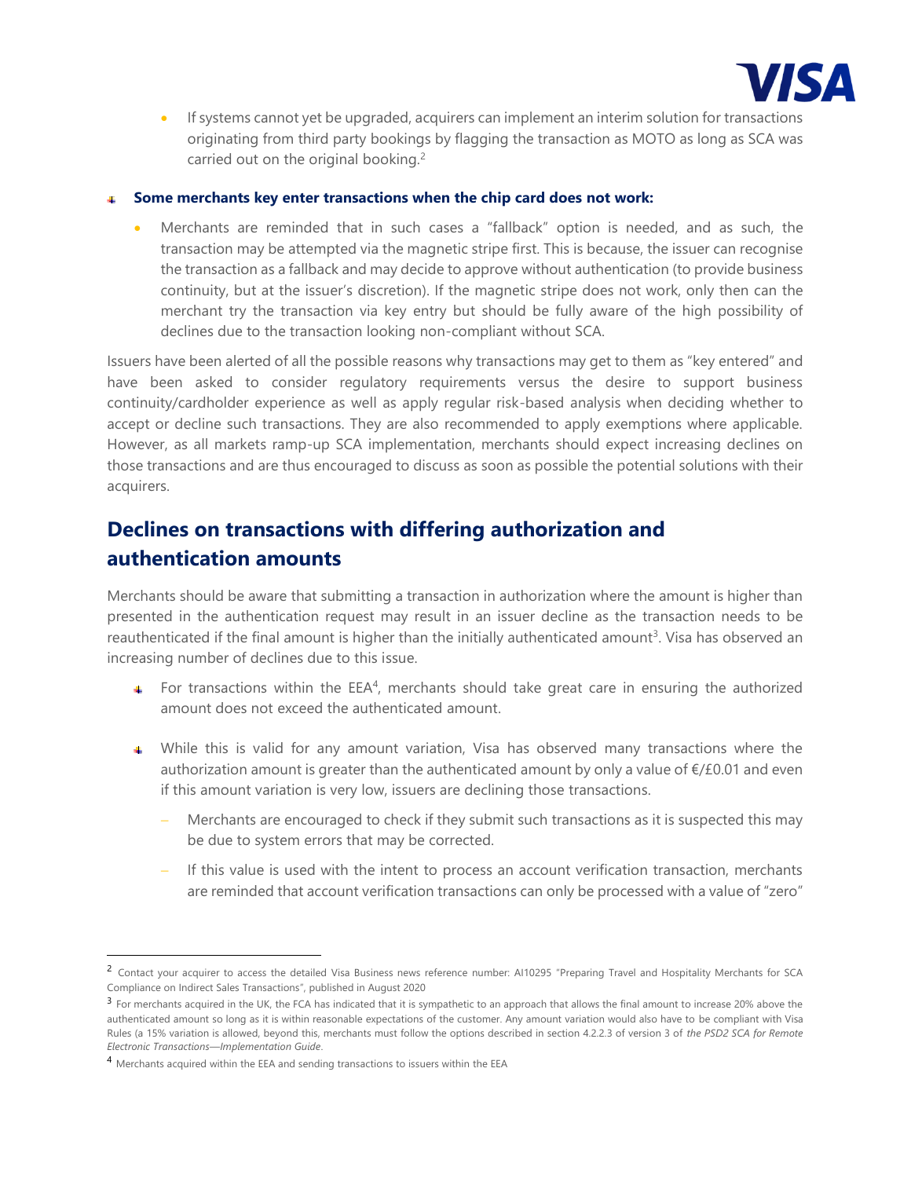- If systems cannot yet be upgraded, acquirers can implement an interim solution for transactions originating from third party bookings by flagging the transaction as MOTO as long as SCA was carried out on the original booking.[2]

- **Some merchants key enter transactions when the chip card does not work:**
  - Merchants are reminded that in such cases a "fallback" option is needed, and as such, the transaction may be attempted via the magnetic stripe first. This is because, the issuer can recognise the transaction as a fallback and may decide to approve without authentication (to provide business continuity, but at the issuer's discretion). If the magnetic stripe does not work, only then can the merchant try the transaction via key entry but should be fully aware of the high possibility of declines due to the transaction looking non-compliant without SCA.

Issuers have been alerted of all the possible reasons why transactions may get to them as "key entered" and have been asked to consider regulatory requirements versus the desire to support business continuity/cardholder experience as well as apply regular risk-based analysis when deciding whether to accept or decline such transactions. They are also recommended to apply exemptions where applicable. However, as all markets ramp-up SCA implementation, merchants should expect increasing declines on those transactions and are thus encouraged to discuss as soon as possible the potential solutions with their acquirers.

## Declines on transactions with differing authorization and authentication amounts

Merchants should be aware that submitting a transaction in authorization where the amount is higher than presented in the authentication request may result in an issuer decline as the transaction needs to be reauthenticated if the final amount is higher than the initially authenticated amount[3]. Visa has observed an increasing number of declines due to this issue.

- For transactions within the EEA[4], merchants should take great care in ensuring the authorized amount does not exceed the authenticated amount.

- While this is valid for any amount variation, Visa has observed many transactions where the authorization amount is greater than the authenticated amount by only a value of €/£0.01 and even if this amount variation is very low, issuers are declining those transactions.
  - Merchants are encouraged to check if they submit such transactions as it is suspected this may be due to system errors that may be corrected.
  - If this value is used with the intent to process an account verification transaction, merchants are reminded that account verification transactions can only be processed with a value of "zero"

---

[2] Contact your acquirer to access the detailed Visa Business news reference number: AI10295 "Preparing Travel and Hospitality Merchants for SCA Compliance on Indirect Sales Transactions", published in August 2020

[3] For merchants acquired in the UK, the FCA has indicated that it is sympathetic to an approach that allows the final amount to increase 20% above the authenticated amount so long as it is within reasonable expectations of the customer. Any amount variation would also have to be compliant with Visa Rules (a 15% variation is allowed, beyond this, merchants must follow the options described in section 4.2.2.3 of version 3 of *the PSD2 SCA for Remote Electronic Transactions—Implementation Guide*.

[4] Merchants acquired within the EEA and sending transactions to issuers within the EEA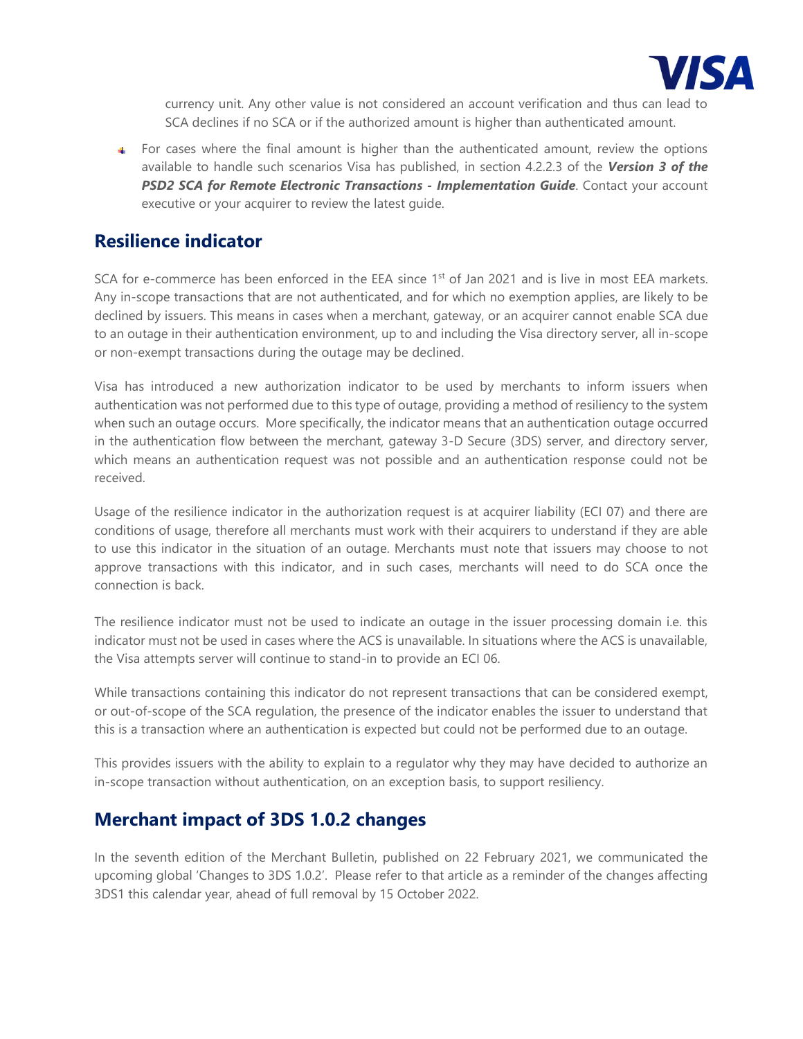currency unit. Any other value is not considered an account verification and thus can lead to SCA declines if no SCA or if the authorized amount is higher than authenticated amount.

- For cases where the final amount is higher than the authenticated amount, review the options available to handle such scenarios Visa has published, in section 4.2.2.3 of the ***Version 3 of the PSD2 SCA for Remote Electronic Transactions - Implementation Guide***. Contact your account executive or your acquirer to review the latest guide.

## Resilience indicator

SCA for e-commerce has been enforced in the EEA since 1st of Jan 2021 and is live in most EEA markets. Any in-scope transactions that are not authenticated, and for which no exemption applies, are likely to be declined by issuers. This means in cases when a merchant, gateway, or an acquirer cannot enable SCA due to an outage in their authentication environment, up to and including the Visa directory server, all in-scope or non-exempt transactions during the outage may be declined.

Visa has introduced a new authorization indicator to be used by merchants to inform issuers when authentication was not performed due to this type of outage, providing a method of resiliency to the system when such an outage occurs. More specifically, the indicator means that an authentication outage occurred in the authentication flow between the merchant, gateway 3-D Secure (3DS) server, and directory server, which means an authentication request was not possible and an authentication response could not be received.

Usage of the resilience indicator in the authorization request is at acquirer liability (ECI 07) and there are conditions of usage, therefore all merchants must work with their acquirers to understand if they are able to use this indicator in the situation of an outage. Merchants must note that issuers may choose to not approve transactions with this indicator, and in such cases, merchants will need to do SCA once the connection is back.

The resilience indicator must not be used to indicate an outage in the issuer processing domain i.e. this indicator must not be used in cases where the ACS is unavailable. In situations where the ACS is unavailable, the Visa attempts server will continue to stand-in to provide an ECI 06.

While transactions containing this indicator do not represent transactions that can be considered exempt, or out-of-scope of the SCA regulation, the presence of the indicator enables the issuer to understand that this is a transaction where an authentication is expected but could not be performed due to an outage.

This provides issuers with the ability to explain to a regulator why they may have decided to authorize an in-scope transaction without authentication, on an exception basis, to support resiliency.

## Merchant impact of 3DS 1.0.2 changes

In the seventh edition of the Merchant Bulletin, published on 22 February 2021, we communicated the upcoming global 'Changes to 3DS 1.0.2'. Please refer to that article as a reminder of the changes affecting 3DS1 this calendar year, ahead of full removal by 15 October 2022.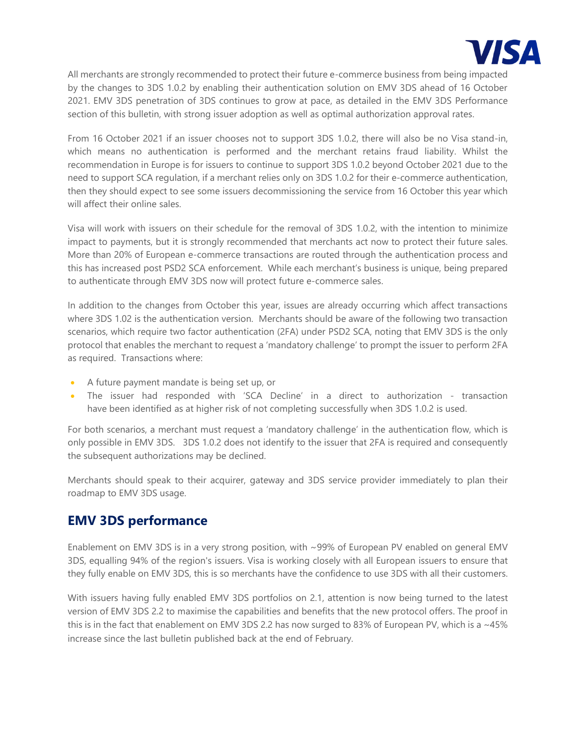All merchants are strongly recommended to protect their future e-commerce business from being impacted by the changes to 3DS 1.0.2 by enabling their authentication solution on EMV 3DS ahead of 16 October 2021. EMV 3DS penetration of 3DS continues to grow at pace, as detailed in the EMV 3DS Performance section of this bulletin, with strong issuer adoption as well as optimal authorization approval rates.

From 16 October 2021 if an issuer chooses not to support 3DS 1.0.2, there will also be no Visa stand-in, which means no authentication is performed and the merchant retains fraud liability. Whilst the recommendation in Europe is for issuers to continue to support 3DS 1.0.2 beyond October 2021 due to the need to support SCA regulation, if a merchant relies only on 3DS 1.0.2 for their e-commerce authentication, then they should expect to see some issuers decommissioning the service from 16 October this year which will affect their online sales.

Visa will work with issuers on their schedule for the removal of 3DS 1.0.2, with the intention to minimize impact to payments, but it is strongly recommended that merchants act now to protect their future sales. More than 20% of European e-commerce transactions are routed through the authentication process and this has increased post PSD2 SCA enforcement. While each merchant's business is unique, being prepared to authenticate through EMV 3DS now will protect future e-commerce sales.

In addition to the changes from October this year, issues are already occurring which affect transactions where 3DS 1.02 is the authentication version. Merchants should be aware of the following two transaction scenarios, which require two factor authentication (2FA) under PSD2 SCA, noting that EMV 3DS is the only protocol that enables the merchant to request a 'mandatory challenge' to prompt the issuer to perform 2FA as required. Transactions where:

- A future payment mandate is being set up, or
- The issuer had responded with 'SCA Decline' in a direct to authorization - transaction have been identified as at higher risk of not completing successfully when 3DS 1.0.2 is used.

For both scenarios, a merchant must request a 'mandatory challenge' in the authentication flow, which is only possible in EMV 3DS. 3DS 1.0.2 does not identify to the issuer that 2FA is required and consequently the subsequent authorizations may be declined.

Merchants should speak to their acquirer, gateway and 3DS service provider immediately to plan their roadmap to EMV 3DS usage.

## EMV 3DS performance

Enablement on EMV 3DS is in a very strong position, with ~99% of European PV enabled on general EMV 3DS, equalling 94% of the region's issuers. Visa is working closely with all European issuers to ensure that they fully enable on EMV 3DS, this is so merchants have the confidence to use 3DS with all their customers.

With issuers having fully enabled EMV 3DS portfolios on 2.1, attention is now being turned to the latest version of EMV 3DS 2.2 to maximise the capabilities and benefits that the new protocol offers. The proof in this is in the fact that enablement on EMV 3DS 2.2 has now surged to 83% of European PV, which is a ~45% increase since the last bulletin published back at the end of February.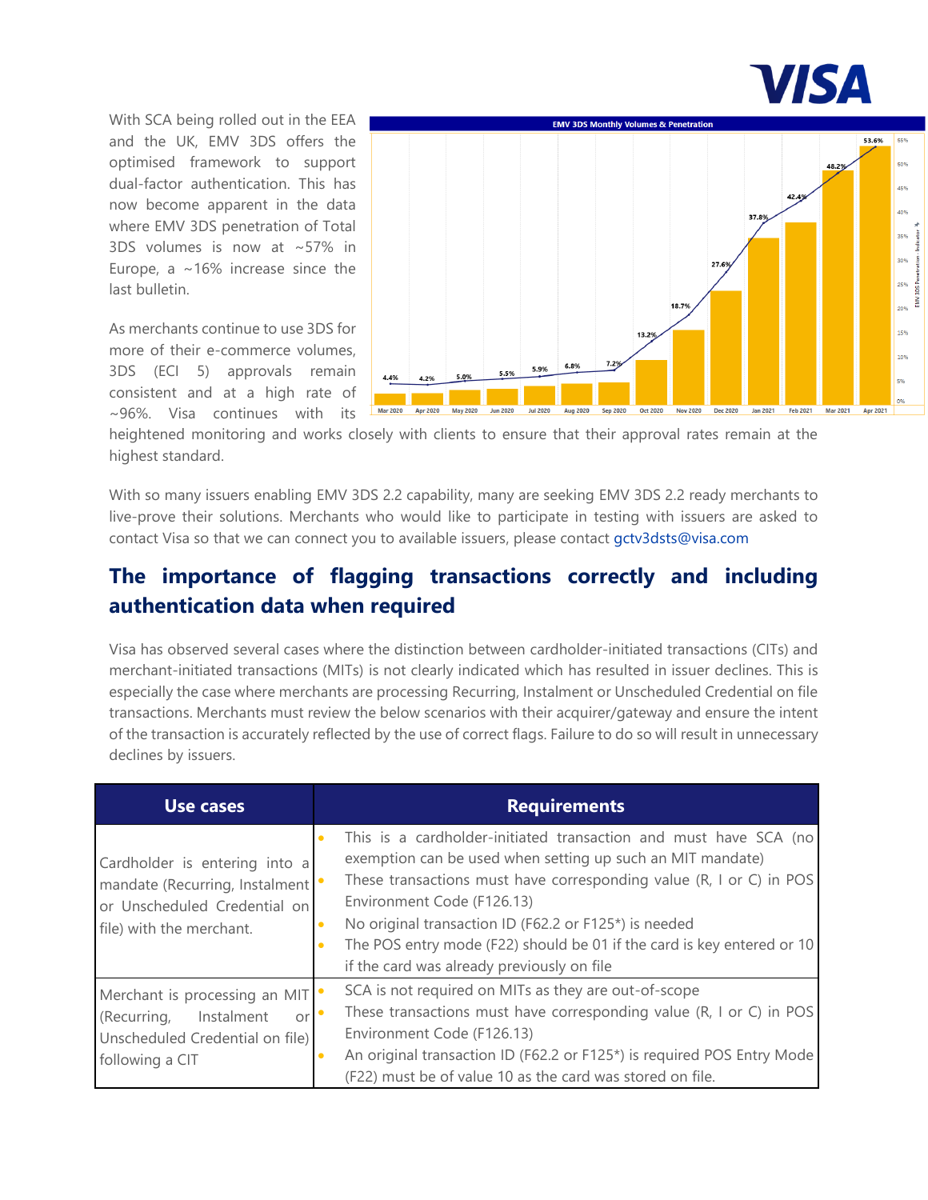With SCA being rolled out in the EEA and the UK, EMV 3DS offers the optimised framework to support dual-factor authentication. This has now become apparent in the data where EMV 3DS penetration of Total 3DS volumes is now at ~57% in Europe, a ~16% increase since the last bulletin.

EMV 3DS Monthly Volumes & Penetration

4.4% 4.2% 5.0% 5.5% 5.9% 6.8% 7.2% 13.2% 18.7% 27.6% 37.8% 42.4% 48.2% 53.6%

Mar 2020 Apr 2020 May 2020 Jun 2020 Jul 2020 Aug 2020 Sep 2020 Oct 2020 Nov 2020 Dec 2020 Jan 2021 Feb 2021 Mar 2021 Apr 2021

0% 5% 10% 15% 20% 25% 30% 35% 40% 45% 50% 55%

EMV 3DS Penetration - Indicator %

As merchants continue to use 3DS for more of their e-commerce volumes, 3DS (ECI 5) approvals remain consistent and at a high rate of ~96%. Visa continues with its heightened monitoring and works closely with clients to ensure that their approval rates remain at the highest standard.

With so many issuers enabling EMV 3DS 2.2 capability, many are seeking EMV 3DS 2.2 ready merchants to live-prove their solutions. Merchants who would like to participate in testing with issuers are asked to contact Visa so that we can connect you to available issuers, please contact gctv3dsts@visa.com

## The importance of flagging transactions correctly and including authentication data when required

Visa has observed several cases where the distinction between cardholder-initiated transactions (CITs) and merchant-initiated transactions (MITs) is not clearly indicated which has resulted in issuer declines. This is especially the case where merchants are processing Recurring, Instalment or Unscheduled Credential on file transactions. Merchants must review the below scenarios with their acquirer/gateway and ensure the intent of the transaction is accurately reflected by the use of correct flags. Failure to do so will result in unnecessary declines by issuers.

| Use cases | Requirements |
|---|---|
| Cardholder is entering into a mandate (Recurring, Instalment or Unscheduled Credential on file) with the merchant. | • This is a cardholder-initiated transaction and must have SCA (no exemption can be used when setting up such an MIT mandate)<br>• These transactions must have corresponding value (R, I or C) in POS Environment Code (F126.13)<br>• No original transaction ID (F62.2 or F125*) is needed<br>• The POS entry mode (F22) should be 01 if the card is key entered or 10 if the card was already previously on file |
| Merchant is processing an MIT (Recurring, Instalment or Unscheduled Credential on file) following a CIT | • SCA is not required on MITs as they are out-of-scope<br>• These transactions must have corresponding value (R, I or C) in POS Environment Code (F126.13)<br>• An original transaction ID (F62.2 or F125*) is required POS Entry Mode (F22) must be of value 10 as the card was stored on file. |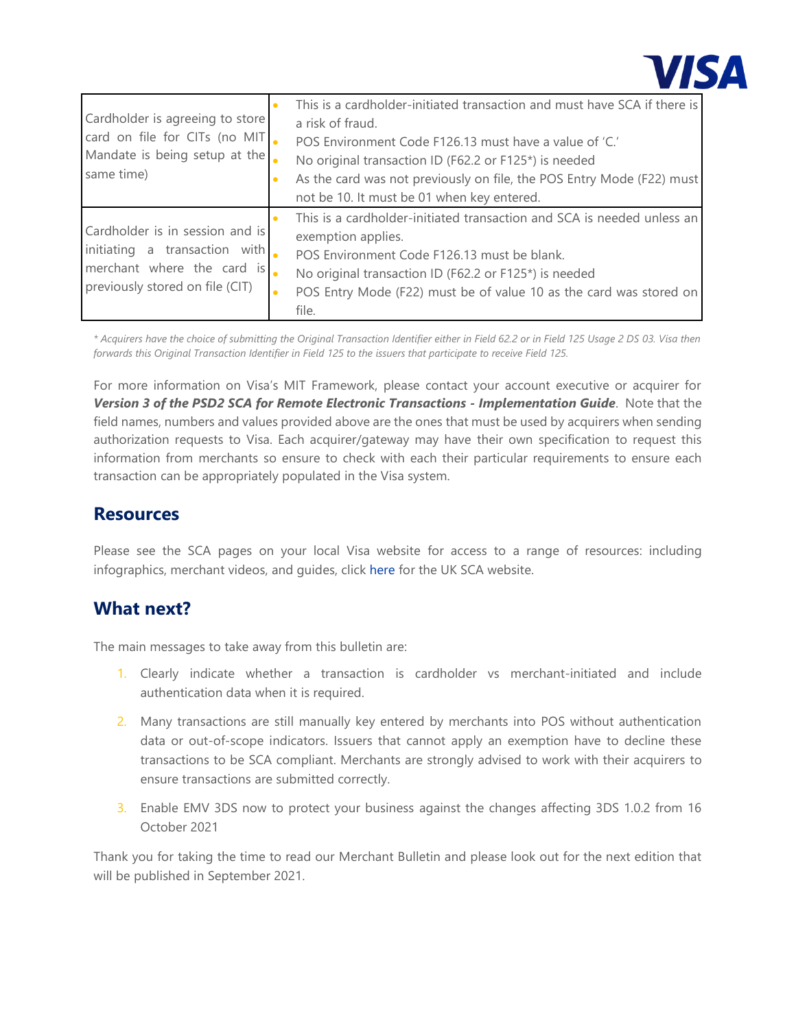| | |
|---|---|
| Cardholder is agreeing to store card on file for CITs (no MIT Mandate is being setup at the same time) | • This is a cardholder-initiated transaction and must have SCA if there is a risk of fraud.<br>• POS Environment Code F126.13 must have a value of 'C.'<br>• No original transaction ID (F62.2 or F125*) is needed<br>• As the card was not previously on file, the POS Entry Mode (F22) must not be 10. It must be 01 when key entered. |
| Cardholder is in session and is initiating a transaction with merchant where the card is previously stored on file (CIT) | • This is a cardholder-initiated transaction and SCA is needed unless an exemption applies.<br>• POS Environment Code F126.13 must be blank.<br>• No original transaction ID (F62.2 or F125*) is needed<br>• POS Entry Mode (F22) must be of value 10 as the card was stored on file. |

*\* Acquirers have the choice of submitting the Original Transaction Identifier either in Field 62.2 or in Field 125 Usage 2 DS 03. Visa then forwards this Original Transaction Identifier in Field 125 to the issuers that participate to receive Field 125.*

For more information on Visa's MIT Framework, please contact your account executive or acquirer for ***Version 3 of the PSD2 SCA for Remote Electronic Transactions - Implementation Guide***. Note that the field names, numbers and values provided above are the ones that must be used by acquirers when sending authorization requests to Visa. Each acquirer/gateway may have their own specification to request this information from merchants so ensure to check with each their particular requirements to ensure each transaction can be appropriately populated in the Visa system.

## Resources

Please see the SCA pages on your local Visa website for access to a range of resources: including infographics, merchant videos, and guides, click here for the UK SCA website.

## What next?

The main messages to take away from this bulletin are:

1. Clearly indicate whether a transaction is cardholder vs merchant-initiated and include authentication data when it is required.
2. Many transactions are still manually key entered by merchants into POS without authentication data or out-of-scope indicators. Issuers that cannot apply an exemption have to decline these transactions to be SCA compliant. Merchants are strongly advised to work with their acquirers to ensure transactions are submitted correctly.
3. Enable EMV 3DS now to protect your business against the changes affecting 3DS 1.0.2 from 16 October 2021

Thank you for taking the time to read our Merchant Bulletin and please look out for the next edition that will be published in September 2021.